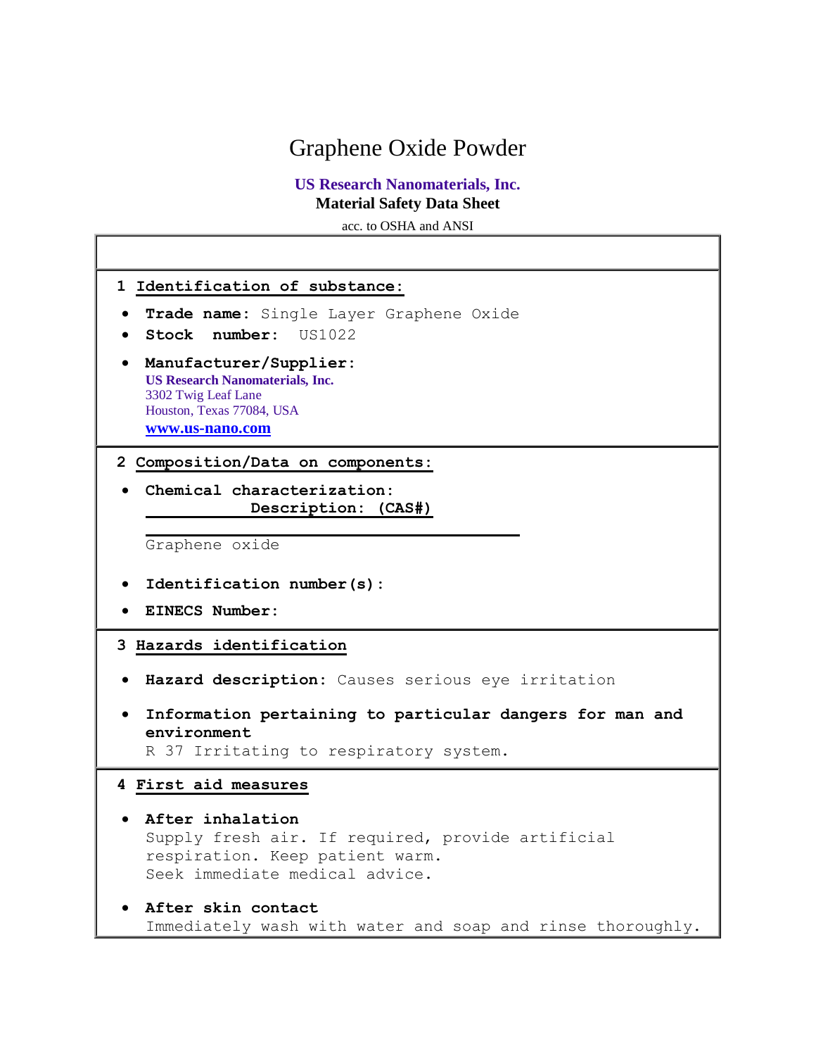# Graphene Oxide Powder

**US Research Nanomaterials, Inc.**
**Material Safety Data Sheet**
acc. to OSHA and ANSI

## 1 Identification of substance:

- **Trade name:** Single Layer Graphene Oxide
- **Stock number:** US1022
- **Manufacturer/Supplier:**
  **US Research Nanomaterials, Inc.**
  3302 Twig Leaf Lane
  Houston, Texas 77084, USA
  **www.us-nano.com**

## 2 Composition/Data on components:

- **Chemical characterization:**

  **Description: (CAS#)**

  Graphene oxide

- **Identification number(s):**
- **EINECS Number:**

## 3 Hazards identification

- **Hazard description:** Causes serious eye irritation
- **Information pertaining to particular dangers for man and environment**
  R 37 Irritating to respiratory system.

## 4 First aid measures

- **After inhalation**
  Supply fresh air. If required, provide artificial respiration. Keep patient warm.
  Seek immediate medical advice.
- **After skin contact**
  Immediately wash with water and soap and rinse thoroughly.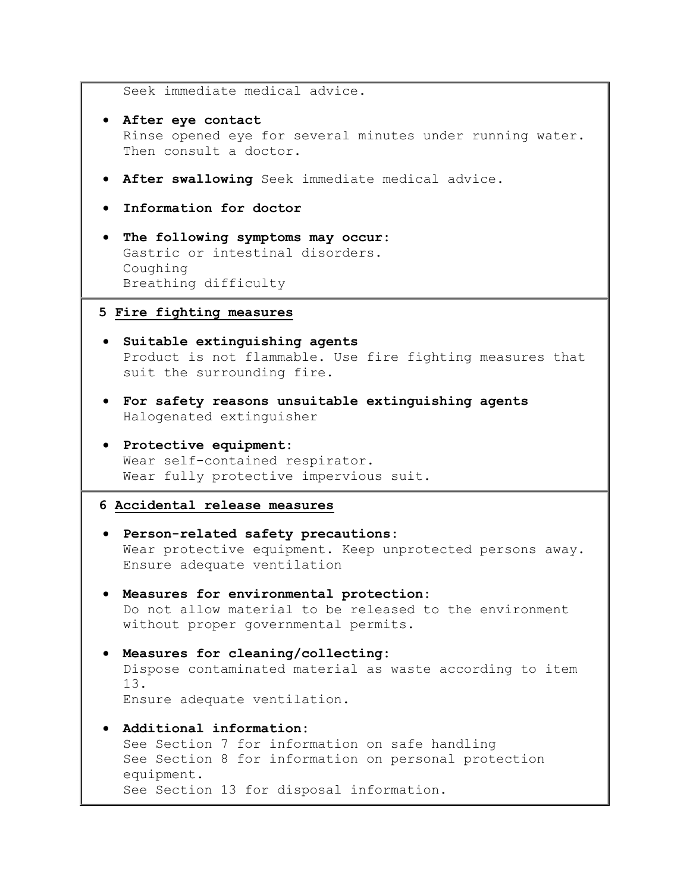Seek immediate medical advice.

- **After eye contact**
  Rinse opened eye for several minutes under running water. Then consult a doctor.

- **After swallowing** Seek immediate medical advice.

- **Information for doctor**

- **The following symptoms may occur:**
  Gastric or intestinal disorders.
  Coughing
  Breathing difficulty

## 5 Fire fighting measures

- **Suitable extinguishing agents**
  Product is not flammable. Use fire fighting measures that suit the surrounding fire.

- **For safety reasons unsuitable extinguishing agents**
  Halogenated extinguisher

- **Protective equipment:**
  Wear self-contained respirator.
  Wear fully protective impervious suit.

## 6 Accidental release measures

- **Person-related safety precautions:**
  Wear protective equipment. Keep unprotected persons away. Ensure adequate ventilation

- **Measures for environmental protection:**
  Do not allow material to be released to the environment without proper governmental permits.

- **Measures for cleaning/collecting:**
  Dispose contaminated material as waste according to item 13.
  Ensure adequate ventilation.

- **Additional information:**
  See Section 7 for information on safe handling
  See Section 8 for information on personal protection equipment.
  See Section 13 for disposal information.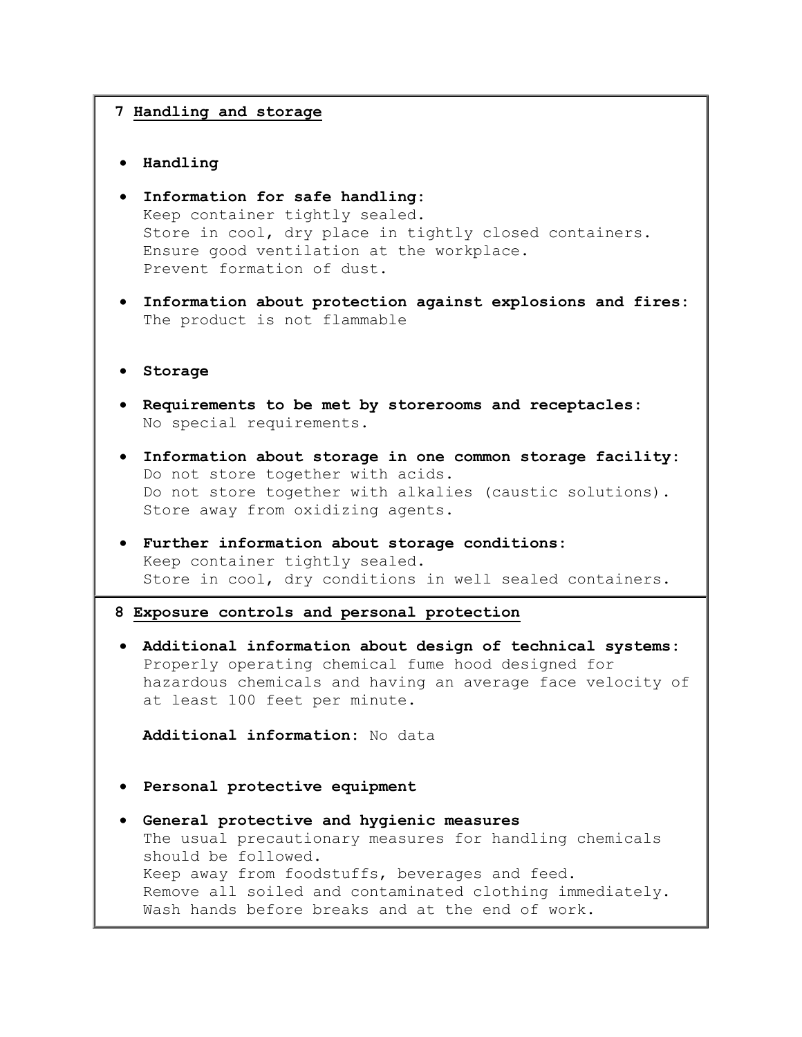## 7 Handling and storage

- **Handling**
- **Information for safe handling:**
  Keep container tightly sealed.
  Store in cool, dry place in tightly closed containers.
  Ensure good ventilation at the workplace.
  Prevent formation of dust.
- **Information about protection against explosions and fires:**
  The product is not flammable
- **Storage**
- **Requirements to be met by storerooms and receptacles:**
  No special requirements.
- **Information about storage in one common storage facility:**
  Do not store together with acids.
  Do not store together with alkalies (caustic solutions).
  Store away from oxidizing agents.
- **Further information about storage conditions:**
  Keep container tightly sealed.
  Store in cool, dry conditions in well sealed containers.

## 8 Exposure controls and personal protection

- **Additional information about design of technical systems:**
  Properly operating chemical fume hood designed for hazardous chemicals and having an average face velocity of at least 100 feet per minute.

  **Additional information:** No data

- **Personal protective equipment**
- **General protective and hygienic measures**
  The usual precautionary measures for handling chemicals should be followed.
  Keep away from foodstuffs, beverages and feed.
  Remove all soiled and contaminated clothing immediately.
  Wash hands before breaks and at the end of work.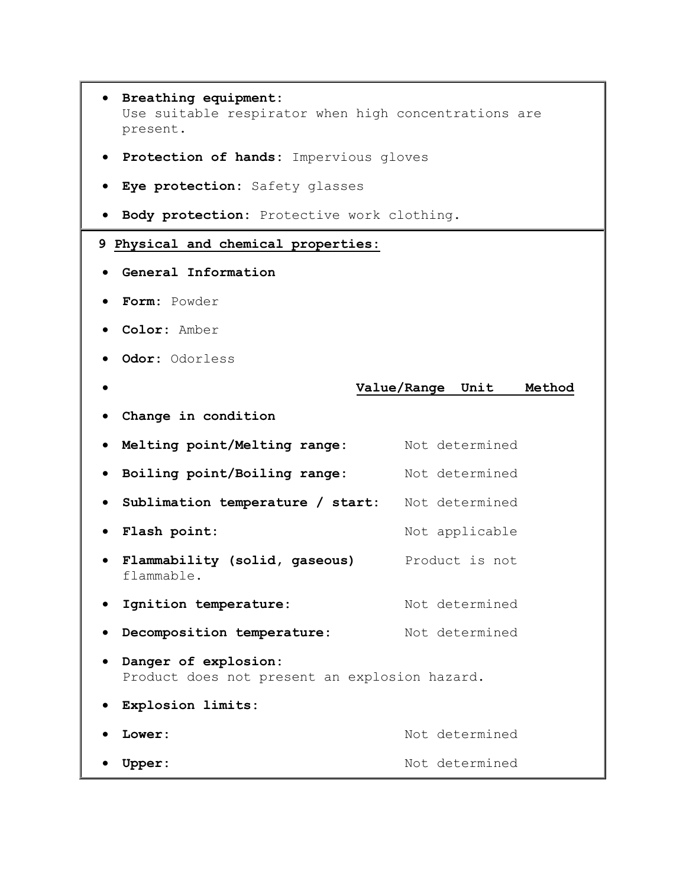- **Breathing equipment:**
  Use suitable respirator when high concentrations are present.
- **Protection of hands:** Impervious gloves
- **Eye protection:** Safety glasses
- **Body protection:** Protective work clothing.

## 9 Physical and chemical properties:

- **General Information**
- **Form:** Powder
- **Color:** Amber
- **Odor:** Odorless

| | Value/Range | Unit | Method |
|---|---|---|---|
| **Change in condition** | | | |
| **Melting point/Melting range:** | Not determined | | |
| **Boiling point/Boiling range:** | Not determined | | |
| **Sublimation temperature / start:** | Not determined | | |
| **Flash point:** | Not applicable | | |
| **Flammability (solid, gaseous)** | Product is not flammable. | | |
| **Ignition temperature:** | Not determined | | |
| **Decomposition temperature:** | Not determined | | |

- **Danger of explosion:**
  Product does not present an explosion hazard.
- **Explosion limits:**

| | Value/Range | Unit | Method |
|---|---|---|---|
| **Lower:** | Not determined | | |
| **Upper:** | Not determined | | |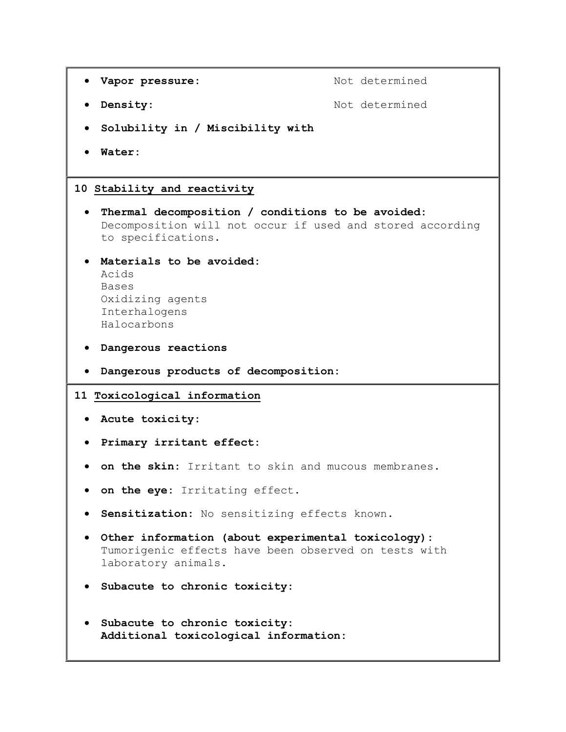- **Vapor pressure:** Not determined
- **Density:** Not determined
- **Solubility in / Miscibility with**
- **Water:**

## 10 Stability and reactivity

- **Thermal decomposition / conditions to be avoided:**
  Decomposition will not occur if used and stored according to specifications.
- **Materials to be avoided:**
  Acids
  Bases
  Oxidizing agents
  Interhalogens
  Halocarbons
- **Dangerous reactions**
- **Dangerous products of decomposition:**

## 11 Toxicological information

- **Acute toxicity:**
- **Primary irritant effect:**
- **on the skin:** Irritant to skin and mucous membranes.
- **on the eye:** Irritating effect.
- **Sensitization:** No sensitizing effects known.
- **Other information (about experimental toxicology):**
  Tumorigenic effects have been observed on tests with laboratory animals.
- **Subacute to chronic toxicity:**
- **Subacute to chronic toxicity:**
  **Additional toxicological information:**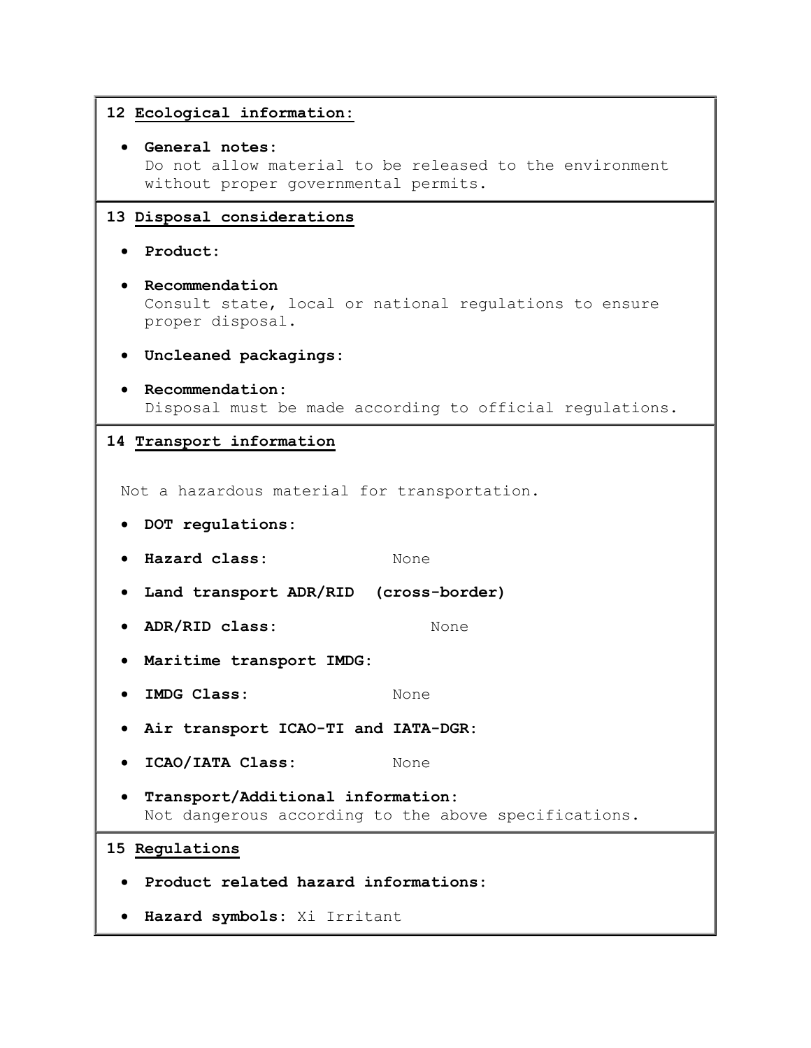## 12 Ecological information:

- **General notes:**
  Do not allow material to be released to the environment without proper governmental permits.

## 13 Disposal considerations

- **Product:**
- **Recommendation**
  Consult state, local or national regulations to ensure proper disposal.
- **Uncleaned packagings:**
- **Recommendation:**
  Disposal must be made according to official regulations.

## 14 Transport information

Not a hazardous material for transportation.

- **DOT regulations:**
- **Hazard class:** None
- **Land transport ADR/RID (cross-border)**
- **ADR/RID class:** None
- **Maritime transport IMDG:**
- **IMDG Class:** None
- **Air transport ICAO-TI and IATA-DGR:**
- **ICAO/IATA Class:** None
- **Transport/Additional information:**
  Not dangerous according to the above specifications.

## 15 Regulations

- **Product related hazard informations:**
- **Hazard symbols:** Xi Irritant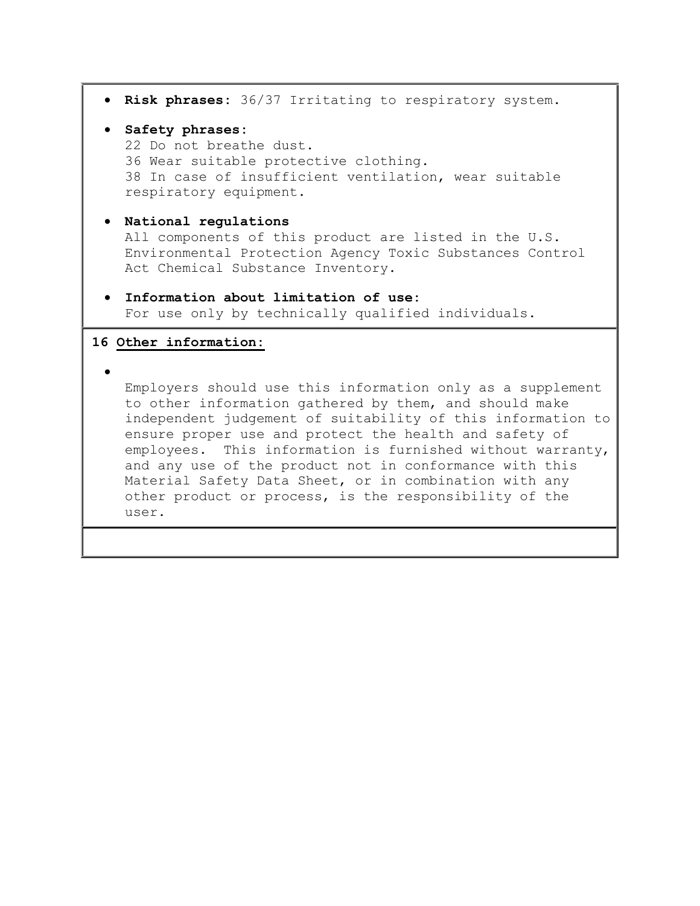- **Risk phrases:** 36/37 Irritating to respiratory system.

- **Safety phrases:**
  22 Do not breathe dust.
  36 Wear suitable protective clothing.
  38 In case of insufficient ventilation, wear suitable respiratory equipment.

- **National regulations**
  All components of this product are listed in the U.S. Environmental Protection Agency Toxic Substances Control Act Chemical Substance Inventory.

- **Information about limitation of use:**
  For use only by technically qualified individuals.

## 16 Other information:

- Employers should use this information only as a supplement to other information gathered by them, and should make independent judgement of suitability of this information to ensure proper use and protect the health and safety of employees. This information is furnished without warranty, and any use of the product not in conformance with this Material Safety Data Sheet, or in combination with any other product or process, is the responsibility of the user.